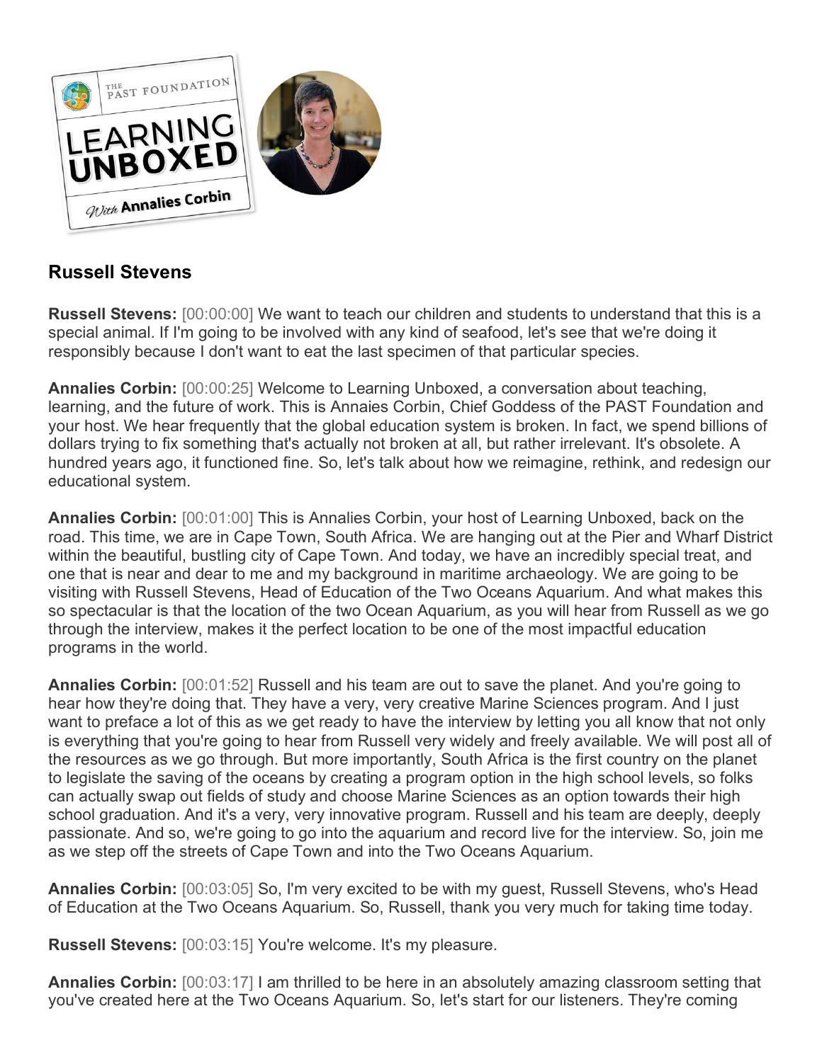## Russell Stevens

**Russell Stevens:** [00:00:00] We want to teach our children and students to understand that this is a special animal. If I'm going to be involved with any kind of seafood, let's see that we're doing it responsibly because I don't want to eat the last specimen of that particular species.

**Annalies Corbin:** [00:00:25] Welcome to Learning Unboxed, a conversation about teaching, learning, and the future of work. This is Annaies Corbin, Chief Goddess of the PAST Foundation and your host. We hear frequently that the global education system is broken. In fact, we spend billions of dollars trying to fix something that's actually not broken at all, but rather irrelevant. It's obsolete. A hundred years ago, it functioned fine. So, let's talk about how we reimagine, rethink, and redesign our educational system.

**Annalies Corbin:** [00:01:00] This is Annalies Corbin, your host of Learning Unboxed, back on the road. This time, we are in Cape Town, South Africa. We are hanging out at the Pier and Wharf District within the beautiful, bustling city of Cape Town. And today, we have an incredibly special treat, and one that is near and dear to me and my background in maritime archaeology. We are going to be visiting with Russell Stevens, Head of Education of the Two Oceans Aquarium. And what makes this so spectacular is that the location of the two Ocean Aquarium, as you will hear from Russell as we go through the interview, makes it the perfect location to be one of the most impactful education programs in the world.

**Annalies Corbin:** [00:01:52] Russell and his team are out to save the planet. And you're going to hear how they're doing that. They have a very, very creative Marine Sciences program. And I just want to preface a lot of this as we get ready to have the interview by letting you all know that not only is everything that you're going to hear from Russell very widely and freely available. We will post all of the resources as we go through. But more importantly, South Africa is the first country on the planet to legislate the saving of the oceans by creating a program option in the high school levels, so folks can actually swap out fields of study and choose Marine Sciences as an option towards their high school graduation. And it's a very, very innovative program. Russell and his team are deeply, deeply passionate. And so, we're going to go into the aquarium and record live for the interview. So, join me as we step off the streets of Cape Town and into the Two Oceans Aquarium.

**Annalies Corbin:** [00:03:05] So, I'm very excited to be with my guest, Russell Stevens, who's Head of Education at the Two Oceans Aquarium. So, Russell, thank you very much for taking time today.

**Russell Stevens:** [00:03:15] You're welcome. It's my pleasure.

**Annalies Corbin:** [00:03:17] I am thrilled to be here in an absolutely amazing classroom setting that you've created here at the Two Oceans Aquarium. So, let's start for our listeners. They're coming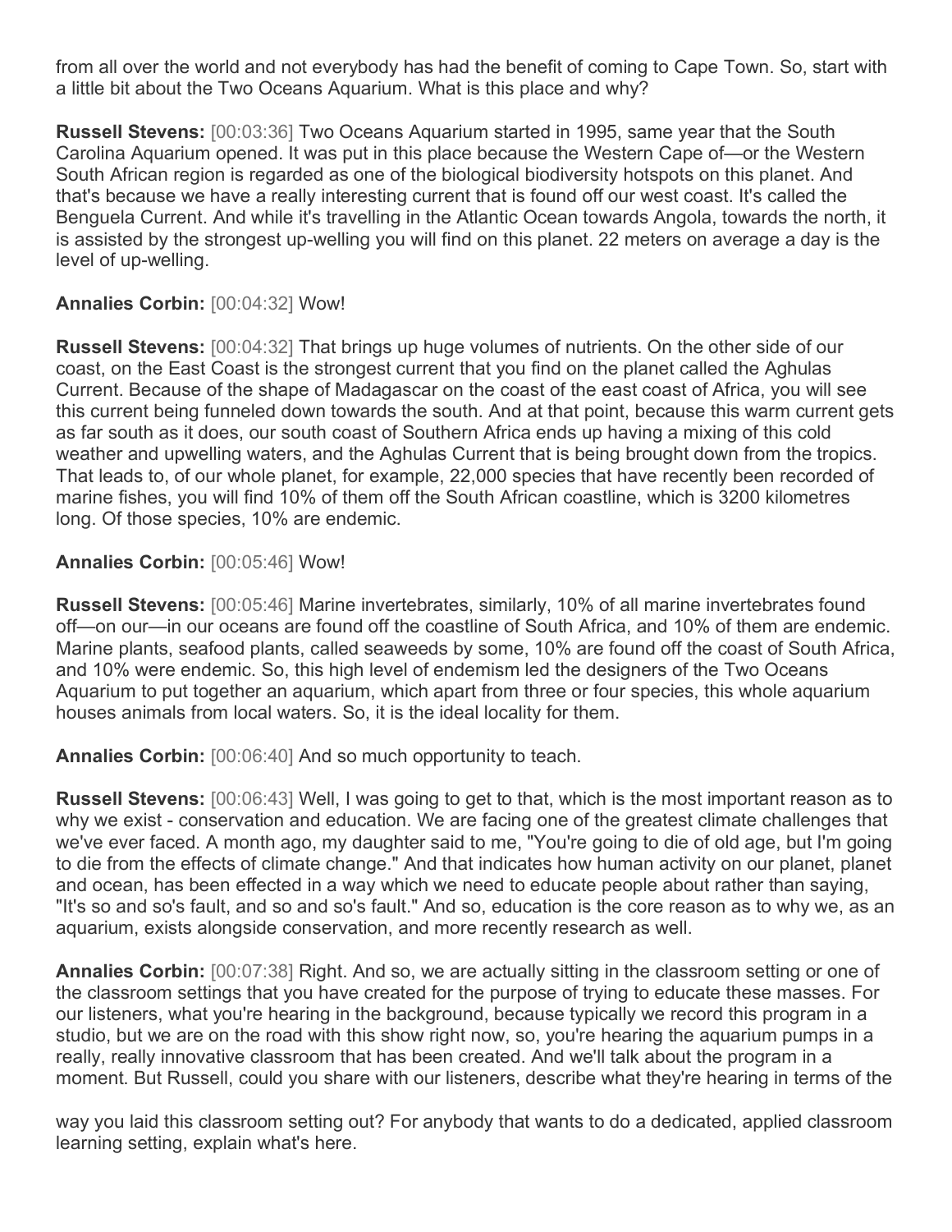from all over the world and not everybody has had the benefit of coming to Cape Town. So, start with a little bit about the Two Oceans Aquarium. What is this place and why?

**Russell Stevens:** [00:03:36] Two Oceans Aquarium started in 1995, same year that the South Carolina Aquarium opened. It was put in this place because the Western Cape of—or the Western South African region is regarded as one of the biological biodiversity hotspots on this planet. And that's because we have a really interesting current that is found off our west coast. It's called the Benguela Current. And while it's travelling in the Atlantic Ocean towards Angola, towards the north, it is assisted by the strongest up-welling you will find on this planet. 22 meters on average a day is the level of up-welling.

**Annalies Corbin:** [00:04:32] Wow!

**Russell Stevens:** [00:04:32] That brings up huge volumes of nutrients. On the other side of our coast, on the East Coast is the strongest current that you find on the planet called the Aghulas Current. Because of the shape of Madagascar on the coast of the east coast of Africa, you will see this current being funneled down towards the south. And at that point, because this warm current gets as far south as it does, our south coast of Southern Africa ends up having a mixing of this cold weather and upwelling waters, and the Aghulas Current that is being brought down from the tropics. That leads to, of our whole planet, for example, 22,000 species that have recently been recorded of marine fishes, you will find 10% of them off the South African coastline, which is 3200 kilometres long. Of those species, 10% are endemic.

**Annalies Corbin:** [00:05:46] Wow!

**Russell Stevens:** [00:05:46] Marine invertebrates, similarly, 10% of all marine invertebrates found off—on our—in our oceans are found off the coastline of South Africa, and 10% of them are endemic. Marine plants, seafood plants, called seaweeds by some, 10% are found off the coast of South Africa, and 10% were endemic. So, this high level of endemism led the designers of the Two Oceans Aquarium to put together an aquarium, which apart from three or four species, this whole aquarium houses animals from local waters. So, it is the ideal locality for them.

**Annalies Corbin:** [00:06:40] And so much opportunity to teach.

**Russell Stevens:** [00:06:43] Well, I was going to get to that, which is the most important reason as to why we exist - conservation and education. We are facing one of the greatest climate challenges that we've ever faced. A month ago, my daughter said to me, "You're going to die of old age, but I'm going to die from the effects of climate change." And that indicates how human activity on our planet, planet and ocean, has been effected in a way which we need to educate people about rather than saying, "It's so and so's fault, and so and so's fault." And so, education is the core reason as to why we, as an aquarium, exists alongside conservation, and more recently research as well.

**Annalies Corbin:** [00:07:38] Right. And so, we are actually sitting in the classroom setting or one of the classroom settings that you have created for the purpose of trying to educate these masses. For our listeners, what you're hearing in the background, because typically we record this program in a studio, but we are on the road with this show right now, so, you're hearing the aquarium pumps in a really, really innovative classroom that has been created. And we'll talk about the program in a moment. But Russell, could you share with our listeners, describe what they're hearing in terms of the way you laid this classroom setting out? For anybody that wants to do a dedicated, applied classroom learning setting, explain what's here.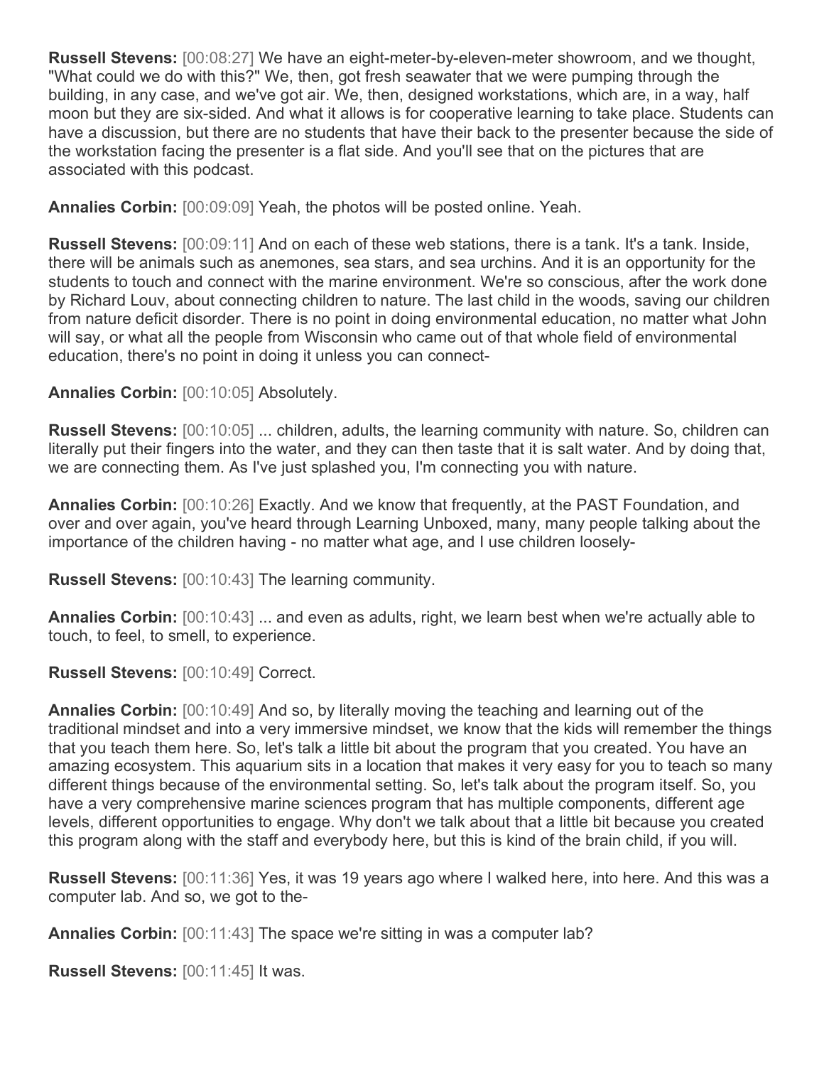**Russell Stevens:** [00:08:27] We have an eight-meter-by-eleven-meter showroom, and we thought, "What could we do with this?" We, then, got fresh seawater that we were pumping through the building, in any case, and we've got air. We, then, designed workstations, which are, in a way, half moon but they are six-sided. And what it allows is for cooperative learning to take place. Students can have a discussion, but there are no students that have their back to the presenter because the side of the workstation facing the presenter is a flat side. And you'll see that on the pictures that are associated with this podcast.

**Annalies Corbin:** [00:09:09] Yeah, the photos will be posted online. Yeah.

**Russell Stevens:** [00:09:11] And on each of these web stations, there is a tank. It's a tank. Inside, there will be animals such as anemones, sea stars, and sea urchins. And it is an opportunity for the students to touch and connect with the marine environment. We're so conscious, after the work done by Richard Louv, about connecting children to nature. The last child in the woods, saving our children from nature deficit disorder. There is no point in doing environmental education, no matter what John will say, or what all the people from Wisconsin who came out of that whole field of environmental education, there's no point in doing it unless you can connect-

**Annalies Corbin:** [00:10:05] Absolutely.

**Russell Stevens:** [00:10:05] ... children, adults, the learning community with nature. So, children can literally put their fingers into the water, and they can then taste that it is salt water. And by doing that, we are connecting them. As I've just splashed you, I'm connecting you with nature.

**Annalies Corbin:** [00:10:26] Exactly. And we know that frequently, at the PAST Foundation, and over and over again, you've heard through Learning Unboxed, many, many people talking about the importance of the children having - no matter what age, and I use children loosely-

**Russell Stevens:** [00:10:43] The learning community.

**Annalies Corbin:** [00:10:43] ... and even as adults, right, we learn best when we're actually able to touch, to feel, to smell, to experience.

**Russell Stevens:** [00:10:49] Correct.

**Annalies Corbin:** [00:10:49] And so, by literally moving the teaching and learning out of the traditional mindset and into a very immersive mindset, we know that the kids will remember the things that you teach them here. So, let's talk a little bit about the program that you created. You have an amazing ecosystem. This aquarium sits in a location that makes it very easy for you to teach so many different things because of the environmental setting. So, let's talk about the program itself. So, you have a very comprehensive marine sciences program that has multiple components, different age levels, different opportunities to engage. Why don't we talk about that a little bit because you created this program along with the staff and everybody here, but this is kind of the brain child, if you will.

**Russell Stevens:** [00:11:36] Yes, it was 19 years ago where I walked here, into here. And this was a computer lab. And so, we got to the-

**Annalies Corbin:** [00:11:43] The space we're sitting in was a computer lab?

**Russell Stevens:** [00:11:45] It was.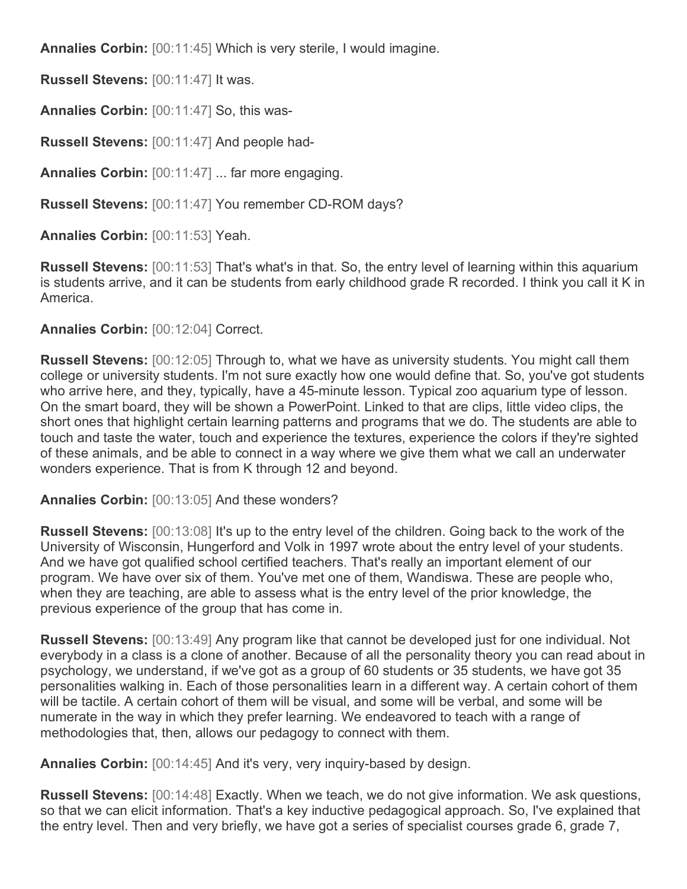**Annalies Corbin:** [00:11:45] Which is very sterile, I would imagine.

**Russell Stevens:** [00:11:47] It was.

**Annalies Corbin:** [00:11:47] So, this was-

**Russell Stevens:** [00:11:47] And people had-

**Annalies Corbin:** [00:11:47] ... far more engaging.

**Russell Stevens:** [00:11:47] You remember CD-ROM days?

**Annalies Corbin:** [00:11:53] Yeah.

**Russell Stevens:** [00:11:53] That's what's in that. So, the entry level of learning within this aquarium is students arrive, and it can be students from early childhood grade R recorded. I think you call it K in America.

**Annalies Corbin:** [00:12:04] Correct.

**Russell Stevens:** [00:12:05] Through to, what we have as university students. You might call them college or university students. I'm not sure exactly how one would define that. So, you've got students who arrive here, and they, typically, have a 45-minute lesson. Typical zoo aquarium type of lesson. On the smart board, they will be shown a PowerPoint. Linked to that are clips, little video clips, the short ones that highlight certain learning patterns and programs that we do. The students are able to touch and taste the water, touch and experience the textures, experience the colors if they're sighted of these animals, and be able to connect in a way where we give them what we call an underwater wonders experience. That is from K through 12 and beyond.

**Annalies Corbin:** [00:13:05] And these wonders?

**Russell Stevens:** [00:13:08] It's up to the entry level of the children. Going back to the work of the University of Wisconsin, Hungerford and Volk in 1997 wrote about the entry level of your students. And we have got qualified school certified teachers. That's really an important element of our program. We have over six of them. You've met one of them, Wandiswa. These are people who, when they are teaching, are able to assess what is the entry level of the prior knowledge, the previous experience of the group that has come in.

**Russell Stevens:** [00:13:49] Any program like that cannot be developed just for one individual. Not everybody in a class is a clone of another. Because of all the personality theory you can read about in psychology, we understand, if we've got as a group of 60 students or 35 students, we have got 35 personalities walking in. Each of those personalities learn in a different way. A certain cohort of them will be tactile. A certain cohort of them will be visual, and some will be verbal, and some will be numerate in the way in which they prefer learning. We endeavored to teach with a range of methodologies that, then, allows our pedagogy to connect with them.

**Annalies Corbin:** [00:14:45] And it's very, very inquiry-based by design.

**Russell Stevens:** [00:14:48] Exactly. When we teach, we do not give information. We ask questions, so that we can elicit information. That's a key inductive pedagogical approach. So, I've explained that the entry level. Then and very briefly, we have got a series of specialist courses grade 6, grade 7,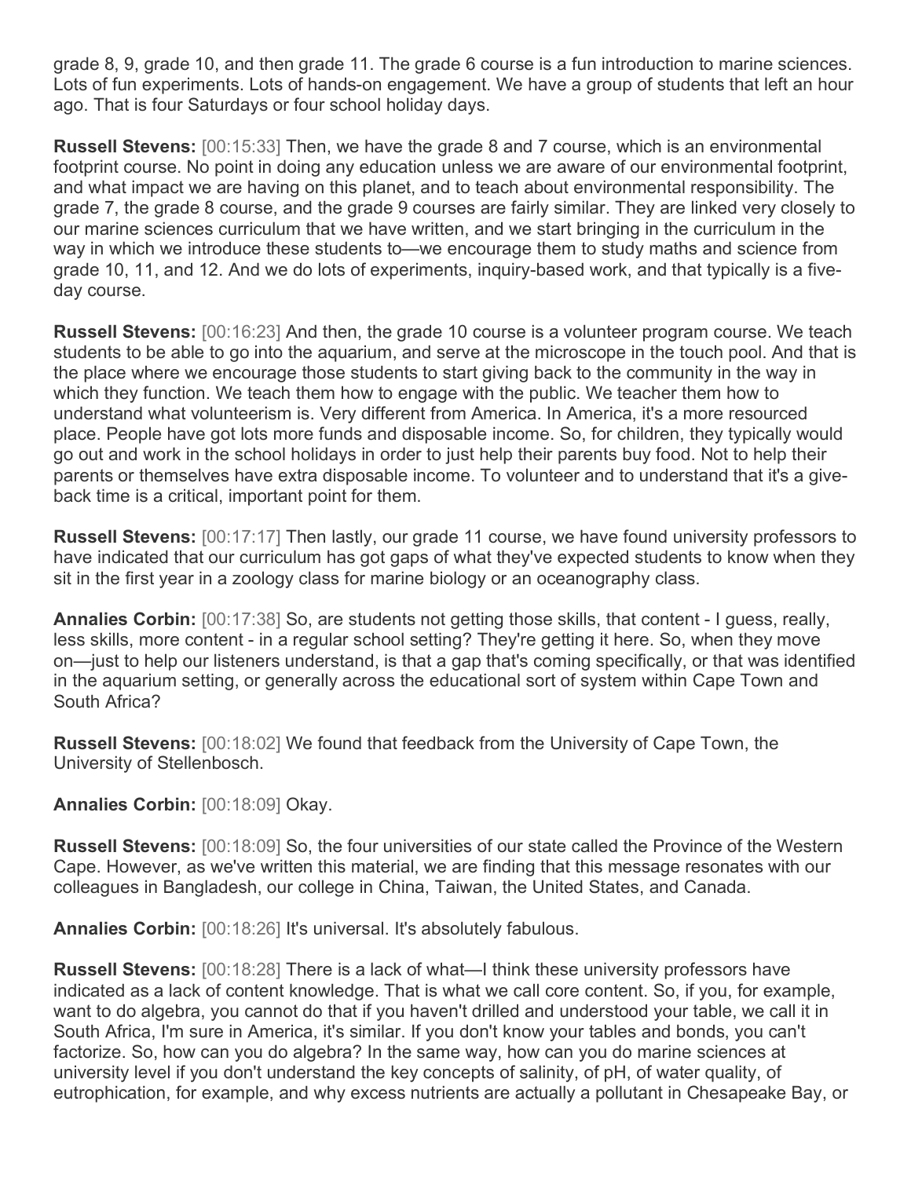grade 8, 9, grade 10, and then grade 11. The grade 6 course is a fun introduction to marine sciences. Lots of fun experiments. Lots of hands-on engagement. We have a group of students that left an hour ago. That is four Saturdays or four school holiday days.

**Russell Stevens:** [00:15:33] Then, we have the grade 8 and 7 course, which is an environmental footprint course. No point in doing any education unless we are aware of our environmental footprint, and what impact we are having on this planet, and to teach about environmental responsibility. The grade 7, the grade 8 course, and the grade 9 courses are fairly similar. They are linked very closely to our marine sciences curriculum that we have written, and we start bringing in the curriculum in the way in which we introduce these students to—we encourage them to study maths and science from grade 10, 11, and 12. And we do lots of experiments, inquiry-based work, and that typically is a five-day course.

**Russell Stevens:** [00:16:23] And then, the grade 10 course is a volunteer program course. We teach students to be able to go into the aquarium, and serve at the microscope in the touch pool. And that is the place where we encourage those students to start giving back to the community in the way in which they function. We teach them how to engage with the public. We teacher them how to understand what volunteerism is. Very different from America. In America, it's a more resourced place. People have got lots more funds and disposable income. So, for children, they typically would go out and work in the school holidays in order to just help their parents buy food. Not to help their parents or themselves have extra disposable income. To volunteer and to understand that it's a give-back time is a critical, important point for them.

**Russell Stevens:** [00:17:17] Then lastly, our grade 11 course, we have found university professors to have indicated that our curriculum has got gaps of what they've expected students to know when they sit in the first year in a zoology class for marine biology or an oceanography class.

**Annalies Corbin:** [00:17:38] So, are students not getting those skills, that content - I guess, really, less skills, more content - in a regular school setting? They're getting it here. So, when they move on—just to help our listeners understand, is that a gap that's coming specifically, or that was identified in the aquarium setting, or generally across the educational sort of system within Cape Town and South Africa?

**Russell Stevens:** [00:18:02] We found that feedback from the University of Cape Town, the University of Stellenbosch.

**Annalies Corbin:** [00:18:09] Okay.

**Russell Stevens:** [00:18:09] So, the four universities of our state called the Province of the Western Cape. However, as we've written this material, we are finding that this message resonates with our colleagues in Bangladesh, our college in China, Taiwan, the United States, and Canada.

**Annalies Corbin:** [00:18:26] It's universal. It's absolutely fabulous.

**Russell Stevens:** [00:18:28] There is a lack of what—I think these university professors have indicated as a lack of content knowledge. That is what we call core content. So, if you, for example, want to do algebra, you cannot do that if you haven't drilled and understood your table, we call it in South Africa, I'm sure in America, it's similar. If you don't know your tables and bonds, you can't factorize. So, how can you do algebra? In the same way, how can you do marine sciences at university level if you don't understand the key concepts of salinity, of pH, of water quality, of eutrophication, for example, and why excess nutrients are actually a pollutant in Chesapeake Bay, or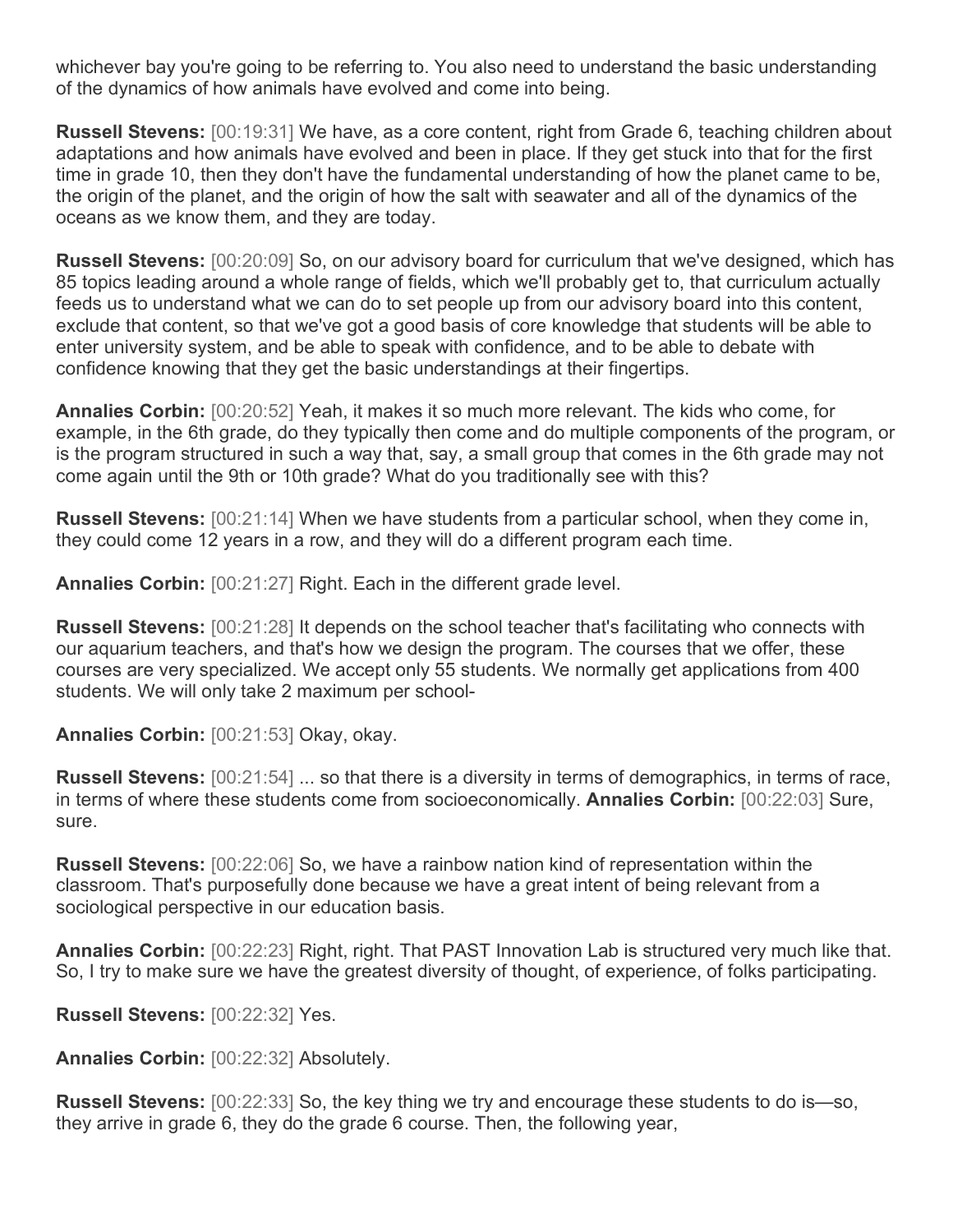whichever bay you're going to be referring to. You also need to understand the basic understanding of the dynamics of how animals have evolved and come into being.

**Russell Stevens:** [00:19:31] We have, as a core content, right from Grade 6, teaching children about adaptations and how animals have evolved and been in place. If they get stuck into that for the first time in grade 10, then they don't have the fundamental understanding of how the planet came to be, the origin of the planet, and the origin of how the salt with seawater and all of the dynamics of the oceans as we know them, and they are today.

**Russell Stevens:** [00:20:09] So, on our advisory board for curriculum that we've designed, which has 85 topics leading around a whole range of fields, which we'll probably get to, that curriculum actually feeds us to understand what we can do to set people up from our advisory board into this content, exclude that content, so that we've got a good basis of core knowledge that students will be able to enter university system, and be able to speak with confidence, and to be able to debate with confidence knowing that they get the basic understandings at their fingertips.

**Annalies Corbin:** [00:20:52] Yeah, it makes it so much more relevant. The kids who come, for example, in the 6th grade, do they typically then come and do multiple components of the program, or is the program structured in such a way that, say, a small group that comes in the 6th grade may not come again until the 9th or 10th grade? What do you traditionally see with this?

**Russell Stevens:** [00:21:14] When we have students from a particular school, when they come in, they could come 12 years in a row, and they will do a different program each time.

**Annalies Corbin:** [00:21:27] Right. Each in the different grade level.

**Russell Stevens:** [00:21:28] It depends on the school teacher that's facilitating who connects with our aquarium teachers, and that's how we design the program. The courses that we offer, these courses are very specialized. We accept only 55 students. We normally get applications from 400 students. We will only take 2 maximum per school-

**Annalies Corbin:** [00:21:53] Okay, okay.

**Russell Stevens:** [00:21:54] ... so that there is a diversity in terms of demographics, in terms of race, in terms of where these students come from socioeconomically. **Annalies Corbin:** [00:22:03] Sure, sure.

**Russell Stevens:** [00:22:06] So, we have a rainbow nation kind of representation within the classroom. That's purposefully done because we have a great intent of being relevant from a sociological perspective in our education basis.

**Annalies Corbin:** [00:22:23] Right, right. That PAST Innovation Lab is structured very much like that. So, I try to make sure we have the greatest diversity of thought, of experience, of folks participating.

**Russell Stevens:** [00:22:32] Yes.

**Annalies Corbin:** [00:22:32] Absolutely.

**Russell Stevens:** [00:22:33] So, the key thing we try and encourage these students to do is—so, they arrive in grade 6, they do the grade 6 course. Then, the following year,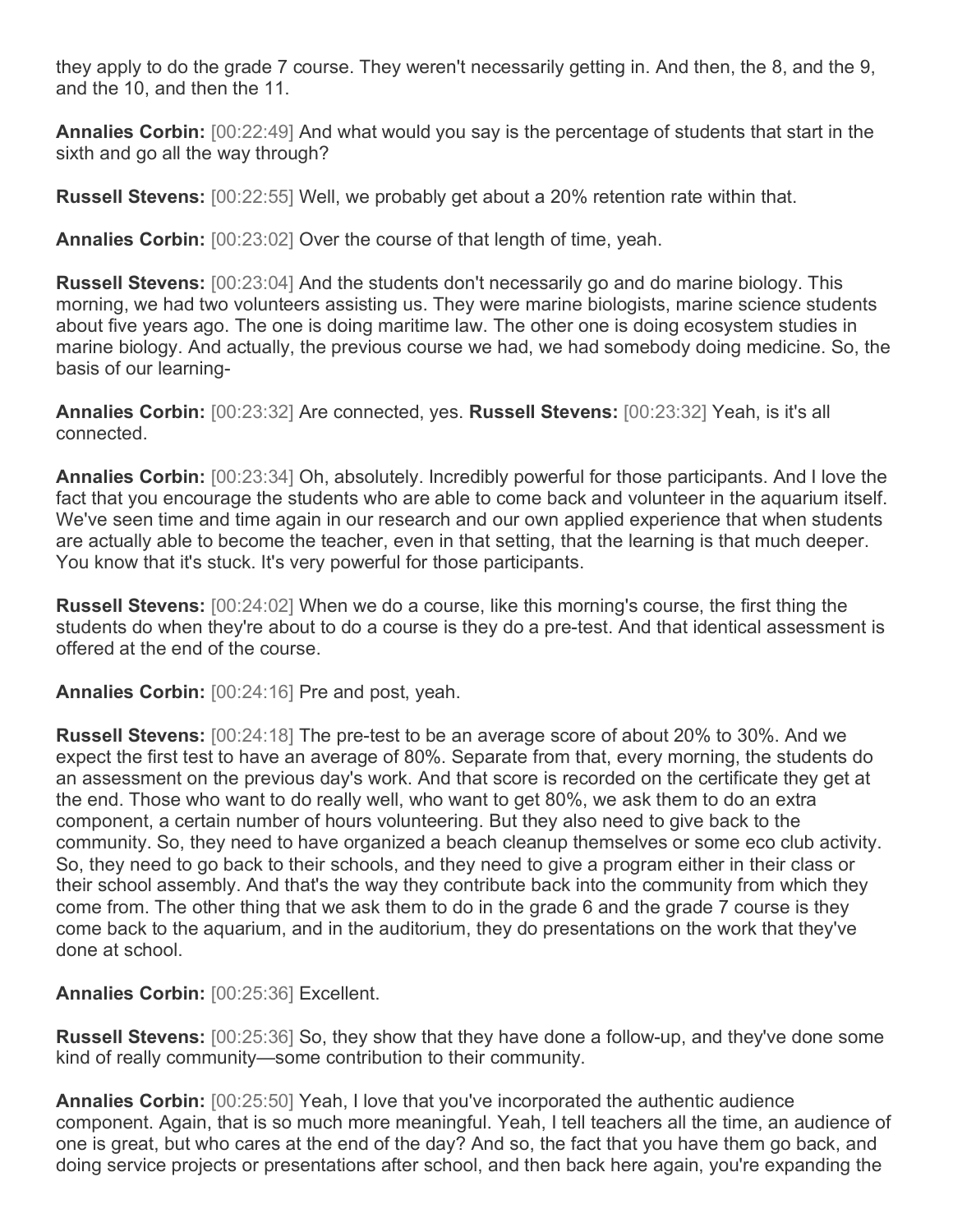they apply to do the grade 7 course. They weren't necessarily getting in. And then, the 8, and the 9, and the 10, and then the 11.

**Annalies Corbin:** [00:22:49] And what would you say is the percentage of students that start in the sixth and go all the way through?

**Russell Stevens:** [00:22:55] Well, we probably get about a 20% retention rate within that.

**Annalies Corbin:** [00:23:02] Over the course of that length of time, yeah.

**Russell Stevens:** [00:23:04] And the students don't necessarily go and do marine biology. This morning, we had two volunteers assisting us. They were marine biologists, marine science students about five years ago. The one is doing maritime law. The other one is doing ecosystem studies in marine biology. And actually, the previous course we had, we had somebody doing medicine. So, the basis of our learning-

**Annalies Corbin:** [00:23:32] Are connected, yes. **Russell Stevens:** [00:23:32] Yeah, is it's all connected.

**Annalies Corbin:** [00:23:34] Oh, absolutely. Incredibly powerful for those participants. And I love the fact that you encourage the students who are able to come back and volunteer in the aquarium itself. We've seen time and time again in our research and our own applied experience that when students are actually able to become the teacher, even in that setting, that the learning is that much deeper. You know that it's stuck. It's very powerful for those participants.

**Russell Stevens:** [00:24:02] When we do a course, like this morning's course, the first thing the students do when they're about to do a course is they do a pre-test. And that identical assessment is offered at the end of the course.

**Annalies Corbin:** [00:24:16] Pre and post, yeah.

**Russell Stevens:** [00:24:18] The pre-test to be an average score of about 20% to 30%. And we expect the first test to have an average of 80%. Separate from that, every morning, the students do an assessment on the previous day's work. And that score is recorded on the certificate they get at the end. Those who want to do really well, who want to get 80%, we ask them to do an extra component, a certain number of hours volunteering. But they also need to give back to the community. So, they need to have organized a beach cleanup themselves or some eco club activity. So, they need to go back to their schools, and they need to give a program either in their class or their school assembly. And that's the way they contribute back into the community from which they come from. The other thing that we ask them to do in the grade 6 and the grade 7 course is they come back to the aquarium, and in the auditorium, they do presentations on the work that they've done at school.

**Annalies Corbin:** [00:25:36] Excellent.

**Russell Stevens:** [00:25:36] So, they show that they have done a follow-up, and they've done some kind of really community—some contribution to their community.

**Annalies Corbin:** [00:25:50] Yeah, I love that you've incorporated the authentic audience component. Again, that is so much more meaningful. Yeah, I tell teachers all the time, an audience of one is great, but who cares at the end of the day? And so, the fact that you have them go back, and doing service projects or presentations after school, and then back here again, you're expanding the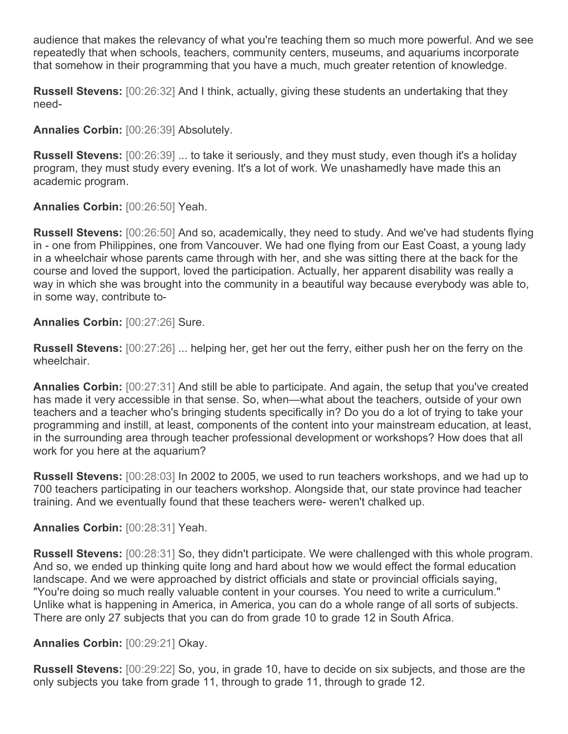audience that makes the relevancy of what you're teaching them so much more powerful. And we see repeatedly that when schools, teachers, community centers, museums, and aquariums incorporate that somehow in their programming that you have a much, much greater retention of knowledge.

**Russell Stevens:** [00:26:32] And I think, actually, giving these students an undertaking that they need-

**Annalies Corbin:** [00:26:39] Absolutely.

**Russell Stevens:** [00:26:39] ... to take it seriously, and they must study, even though it's a holiday program, they must study every evening. It's a lot of work. We unashamedly have made this an academic program.

**Annalies Corbin:** [00:26:50] Yeah.

**Russell Stevens:** [00:26:50] And so, academically, they need to study. And we've had students flying in - one from Philippines, one from Vancouver. We had one flying from our East Coast, a young lady in a wheelchair whose parents came through with her, and she was sitting there at the back for the course and loved the support, loved the participation. Actually, her apparent disability was really a way in which she was brought into the community in a beautiful way because everybody was able to, in some way, contribute to-

**Annalies Corbin:** [00:27:26] Sure.

**Russell Stevens:** [00:27:26] ... helping her, get her out the ferry, either push her on the ferry on the wheelchair.

**Annalies Corbin:** [00:27:31] And still be able to participate. And again, the setup that you've created has made it very accessible in that sense. So, when—what about the teachers, outside of your own teachers and a teacher who's bringing students specifically in? Do you do a lot of trying to take your programming and instill, at least, components of the content into your mainstream education, at least, in the surrounding area through teacher professional development or workshops? How does that all work for you here at the aquarium?

**Russell Stevens:** [00:28:03] In 2002 to 2005, we used to run teachers workshops, and we had up to 700 teachers participating in our teachers workshop. Alongside that, our state province had teacher training. And we eventually found that these teachers were- weren't chalked up.

**Annalies Corbin:** [00:28:31] Yeah.

**Russell Stevens:** [00:28:31] So, they didn't participate. We were challenged with this whole program. And so, we ended up thinking quite long and hard about how we would effect the formal education landscape. And we were approached by district officials and state or provincial officials saying, "You're doing so much really valuable content in your courses. You need to write a curriculum." Unlike what is happening in America, in America, you can do a whole range of all sorts of subjects. There are only 27 subjects that you can do from grade 10 to grade 12 in South Africa.

**Annalies Corbin:** [00:29:21] Okay.

**Russell Stevens:** [00:29:22] So, you, in grade 10, have to decide on six subjects, and those are the only subjects you take from grade 11, through to grade 11, through to grade 12.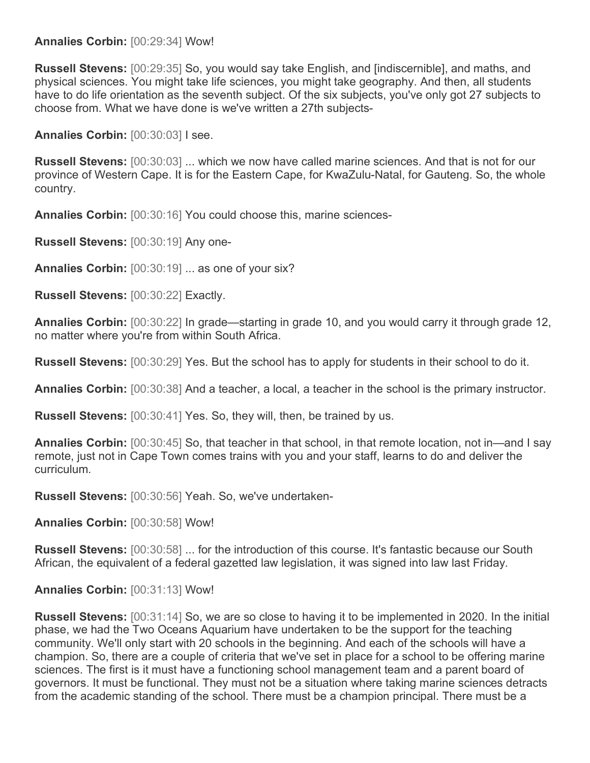**Annalies Corbin:** [00:29:34] Wow!

**Russell Stevens:** [00:29:35] So, you would say take English, and [indiscernible], and maths, and physical sciences. You might take life sciences, you might take geography. And then, all students have to do life orientation as the seventh subject. Of the six subjects, you've only got 27 subjects to choose from. What we have done is we've written a 27th subjects-

**Annalies Corbin:** [00:30:03] I see.

**Russell Stevens:** [00:30:03] ... which we now have called marine sciences. And that is not for our province of Western Cape. It is for the Eastern Cape, for KwaZulu-Natal, for Gauteng. So, the whole country.

**Annalies Corbin:** [00:30:16] You could choose this, marine sciences-

**Russell Stevens:** [00:30:19] Any one-

**Annalies Corbin:** [00:30:19] ... as one of your six?

**Russell Stevens:** [00:30:22] Exactly.

**Annalies Corbin:** [00:30:22] In grade—starting in grade 10, and you would carry it through grade 12, no matter where you're from within South Africa.

**Russell Stevens:** [00:30:29] Yes. But the school has to apply for students in their school to do it.

**Annalies Corbin:** [00:30:38] And a teacher, a local, a teacher in the school is the primary instructor.

**Russell Stevens:** [00:30:41] Yes. So, they will, then, be trained by us.

**Annalies Corbin:** [00:30:45] So, that teacher in that school, in that remote location, not in—and I say remote, just not in Cape Town comes trains with you and your staff, learns to do and deliver the curriculum.

**Russell Stevens:** [00:30:56] Yeah. So, we've undertaken-

**Annalies Corbin:** [00:30:58] Wow!

**Russell Stevens:** [00:30:58] ... for the introduction of this course. It's fantastic because our South African, the equivalent of a federal gazetted law legislation, it was signed into law last Friday.

**Annalies Corbin:** [00:31:13] Wow!

**Russell Stevens:** [00:31:14] So, we are so close to having it to be implemented in 2020. In the initial phase, we had the Two Oceans Aquarium have undertaken to be the support for the teaching community. We'll only start with 20 schools in the beginning. And each of the schools will have a champion. So, there are a couple of criteria that we've set in place for a school to be offering marine sciences. The first is it must have a functioning school management team and a parent board of governors. It must be functional. They must not be a situation where taking marine sciences detracts from the academic standing of the school. There must be a champion principal. There must be a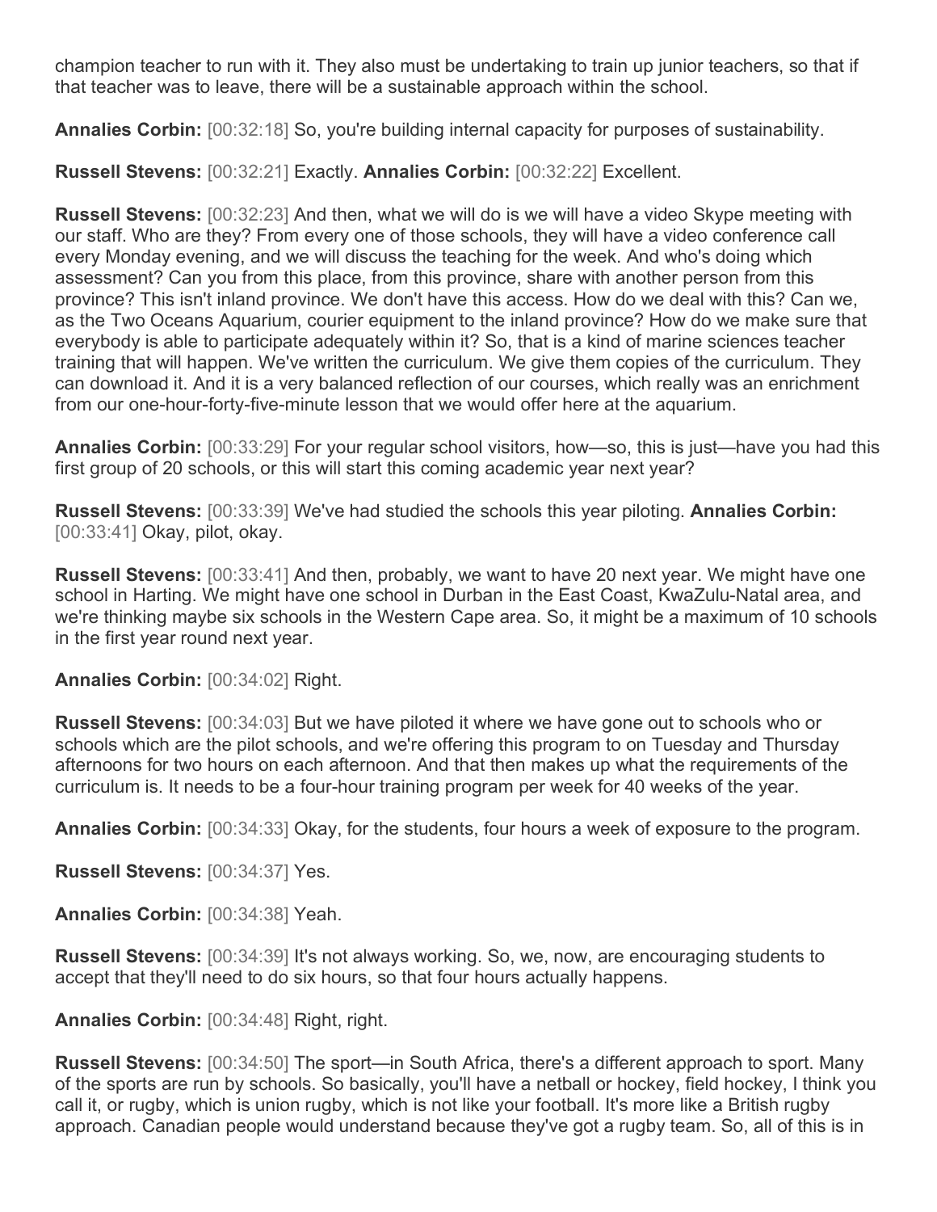champion teacher to run with it. They also must be undertaking to train up junior teachers, so that if that teacher was to leave, there will be a sustainable approach within the school.

**Annalies Corbin:** [00:32:18] So, you're building internal capacity for purposes of sustainability.

**Russell Stevens:** [00:32:21] Exactly. **Annalies Corbin:** [00:32:22] Excellent.

**Russell Stevens:** [00:32:23] And then, what we will do is we will have a video Skype meeting with our staff. Who are they? From every one of those schools, they will have a video conference call every Monday evening, and we will discuss the teaching for the week. And who's doing which assessment? Can you from this place, from this province, share with another person from this province? This isn't inland province. We don't have this access. How do we deal with this? Can we, as the Two Oceans Aquarium, courier equipment to the inland province? How do we make sure that everybody is able to participate adequately within it? So, that is a kind of marine sciences teacher training that will happen. We've written the curriculum. We give them copies of the curriculum. They can download it. And it is a very balanced reflection of our courses, which really was an enrichment from our one-hour-forty-five-minute lesson that we would offer here at the aquarium.

**Annalies Corbin:** [00:33:29] For your regular school visitors, how—so, this is just—have you had this first group of 20 schools, or this will start this coming academic year next year?

**Russell Stevens:** [00:33:39] We've had studied the schools this year piloting. **Annalies Corbin:** [00:33:41] Okay, pilot, okay.

**Russell Stevens:** [00:33:41] And then, probably, we want to have 20 next year. We might have one school in Harting. We might have one school in Durban in the East Coast, KwaZulu-Natal area, and we're thinking maybe six schools in the Western Cape area. So, it might be a maximum of 10 schools in the first year round next year.

**Annalies Corbin:** [00:34:02] Right.

**Russell Stevens:** [00:34:03] But we have piloted it where we have gone out to schools who or schools which are the pilot schools, and we're offering this program to on Tuesday and Thursday afternoons for two hours on each afternoon. And that then makes up what the requirements of the curriculum is. It needs to be a four-hour training program per week for 40 weeks of the year.

**Annalies Corbin:** [00:34:33] Okay, for the students, four hours a week of exposure to the program.

**Russell Stevens:** [00:34:37] Yes.

**Annalies Corbin:** [00:34:38] Yeah.

**Russell Stevens:** [00:34:39] It's not always working. So, we, now, are encouraging students to accept that they'll need to do six hours, so that four hours actually happens.

**Annalies Corbin:** [00:34:48] Right, right.

**Russell Stevens:** [00:34:50] The sport—in South Africa, there's a different approach to sport. Many of the sports are run by schools. So basically, you'll have a netball or hockey, field hockey, I think you call it, or rugby, which is union rugby, which is not like your football. It's more like a British rugby approach. Canadian people would understand because they've got a rugby team. So, all of this is in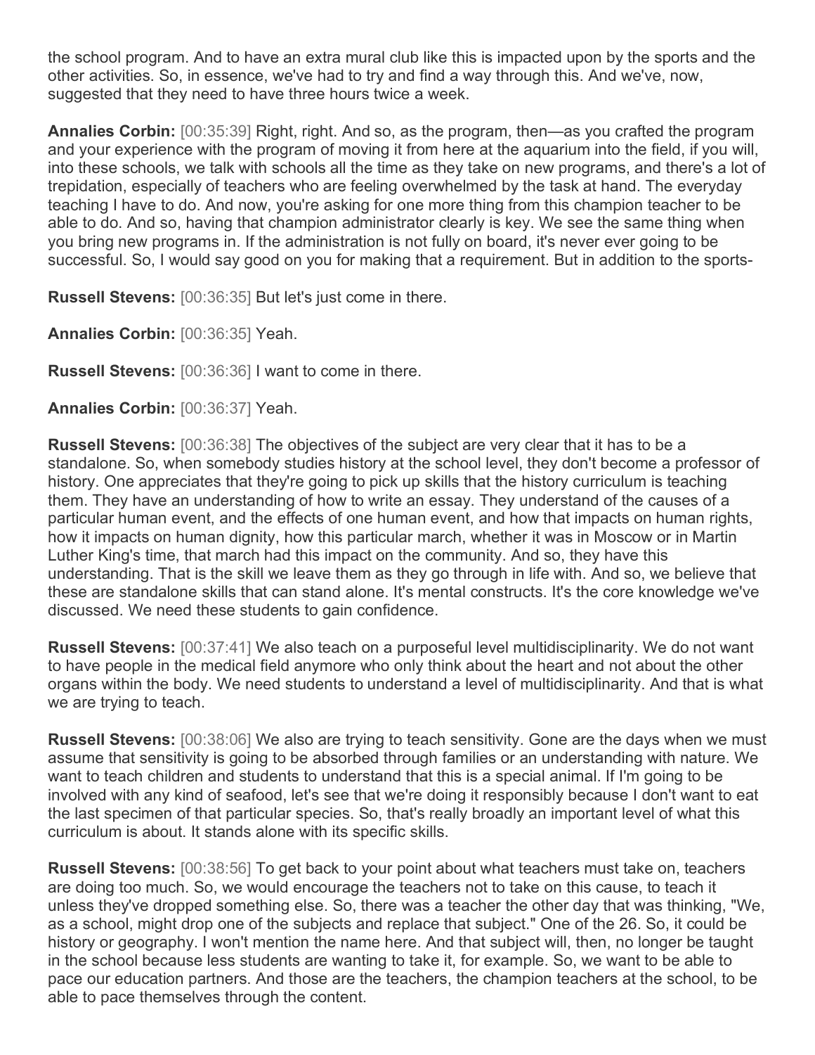the school program. And to have an extra mural club like this is impacted upon by the sports and the other activities. So, in essence, we've had to try and find a way through this. And we've, now, suggested that they need to have three hours twice a week.

**Annalies Corbin:** [00:35:39] Right, right. And so, as the program, then—as you crafted the program and your experience with the program of moving it from here at the aquarium into the field, if you will, into these schools, we talk with schools all the time as they take on new programs, and there's a lot of trepidation, especially of teachers who are feeling overwhelmed by the task at hand. The everyday teaching I have to do. And now, you're asking for one more thing from this champion teacher to be able to do. And so, having that champion administrator clearly is key. We see the same thing when you bring new programs in. If the administration is not fully on board, it's never ever going to be successful. So, I would say good on you for making that a requirement. But in addition to the sports-

**Russell Stevens:** [00:36:35] But let's just come in there.

**Annalies Corbin:** [00:36:35] Yeah.

**Russell Stevens:** [00:36:36] I want to come in there.

**Annalies Corbin:** [00:36:37] Yeah.

**Russell Stevens:** [00:36:38] The objectives of the subject are very clear that it has to be a standalone. So, when somebody studies history at the school level, they don't become a professor of history. One appreciates that they're going to pick up skills that the history curriculum is teaching them. They have an understanding of how to write an essay. They understand of the causes of a particular human event, and the effects of one human event, and how that impacts on human rights, how it impacts on human dignity, how this particular march, whether it was in Moscow or in Martin Luther King's time, that march had this impact on the community. And so, they have this understanding. That is the skill we leave them as they go through in life with. And so, we believe that these are standalone skills that can stand alone. It's mental constructs. It's the core knowledge we've discussed. We need these students to gain confidence.

**Russell Stevens:** [00:37:41] We also teach on a purposeful level multidisciplinarity. We do not want to have people in the medical field anymore who only think about the heart and not about the other organs within the body. We need students to understand a level of multidisciplinarity. And that is what we are trying to teach.

**Russell Stevens:** [00:38:06] We also are trying to teach sensitivity. Gone are the days when we must assume that sensitivity is going to be absorbed through families or an understanding with nature. We want to teach children and students to understand that this is a special animal. If I'm going to be involved with any kind of seafood, let's see that we're doing it responsibly because I don't want to eat the last specimen of that particular species. So, that's really broadly an important level of what this curriculum is about. It stands alone with its specific skills.

**Russell Stevens:** [00:38:56] To get back to your point about what teachers must take on, teachers are doing too much. So, we would encourage the teachers not to take on this cause, to teach it unless they've dropped something else. So, there was a teacher the other day that was thinking, "We, as a school, might drop one of the subjects and replace that subject." One of the 26. So, it could be history or geography. I won't mention the name here. And that subject will, then, no longer be taught in the school because less students are wanting to take it, for example. So, we want to be able to pace our education partners. And those are the teachers, the champion teachers at the school, to be able to pace themselves through the content.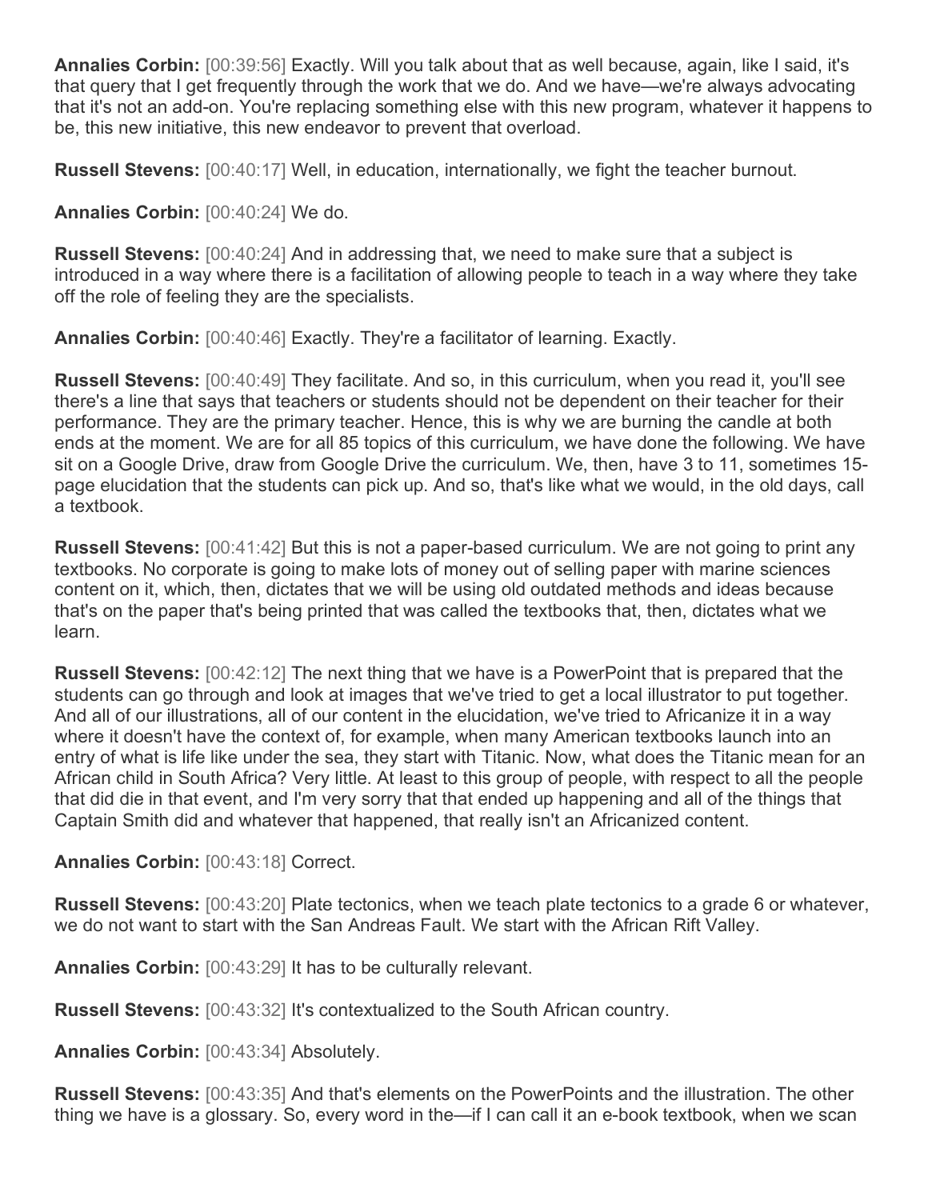**Annalies Corbin:** [00:39:56] Exactly. Will you talk about that as well because, again, like I said, it's that query that I get frequently through the work that we do. And we have—we're always advocating that it's not an add-on. You're replacing something else with this new program, whatever it happens to be, this new initiative, this new endeavor to prevent that overload.

**Russell Stevens:** [00:40:17] Well, in education, internationally, we fight the teacher burnout.

**Annalies Corbin:** [00:40:24] We do.

**Russell Stevens:** [00:40:24] And in addressing that, we need to make sure that a subject is introduced in a way where there is a facilitation of allowing people to teach in a way where they take off the role of feeling they are the specialists.

**Annalies Corbin:** [00:40:46] Exactly. They're a facilitator of learning. Exactly.

**Russell Stevens:** [00:40:49] They facilitate. And so, in this curriculum, when you read it, you'll see there's a line that says that teachers or students should not be dependent on their teacher for their performance. They are the primary teacher. Hence, this is why we are burning the candle at both ends at the moment. We are for all 85 topics of this curriculum, we have done the following. We have sit on a Google Drive, draw from Google Drive the curriculum. We, then, have 3 to 11, sometimes 15-page elucidation that the students can pick up. And so, that's like what we would, in the old days, call a textbook.

**Russell Stevens:** [00:41:42] But this is not a paper-based curriculum. We are not going to print any textbooks. No corporate is going to make lots of money out of selling paper with marine sciences content on it, which, then, dictates that we will be using old outdated methods and ideas because that's on the paper that's being printed that was called the textbooks that, then, dictates what we learn.

**Russell Stevens:** [00:42:12] The next thing that we have is a PowerPoint that is prepared that the students can go through and look at images that we've tried to get a local illustrator to put together. And all of our illustrations, all of our content in the elucidation, we've tried to Africanize it in a way where it doesn't have the context of, for example, when many American textbooks launch into an entry of what is life like under the sea, they start with Titanic. Now, what does the Titanic mean for an African child in South Africa? Very little. At least to this group of people, with respect to all the people that did die in that event, and I'm very sorry that that ended up happening and all of the things that Captain Smith did and whatever that happened, that really isn't an Africanized content.

**Annalies Corbin:** [00:43:18] Correct.

**Russell Stevens:** [00:43:20] Plate tectonics, when we teach plate tectonics to a grade 6 or whatever, we do not want to start with the San Andreas Fault. We start with the African Rift Valley.

**Annalies Corbin:** [00:43:29] It has to be culturally relevant.

**Russell Stevens:** [00:43:32] It's contextualized to the South African country.

**Annalies Corbin:** [00:43:34] Absolutely.

**Russell Stevens:** [00:43:35] And that's elements on the PowerPoints and the illustration. The other thing we have is a glossary. So, every word in the—if I can call it an e-book textbook, when we scan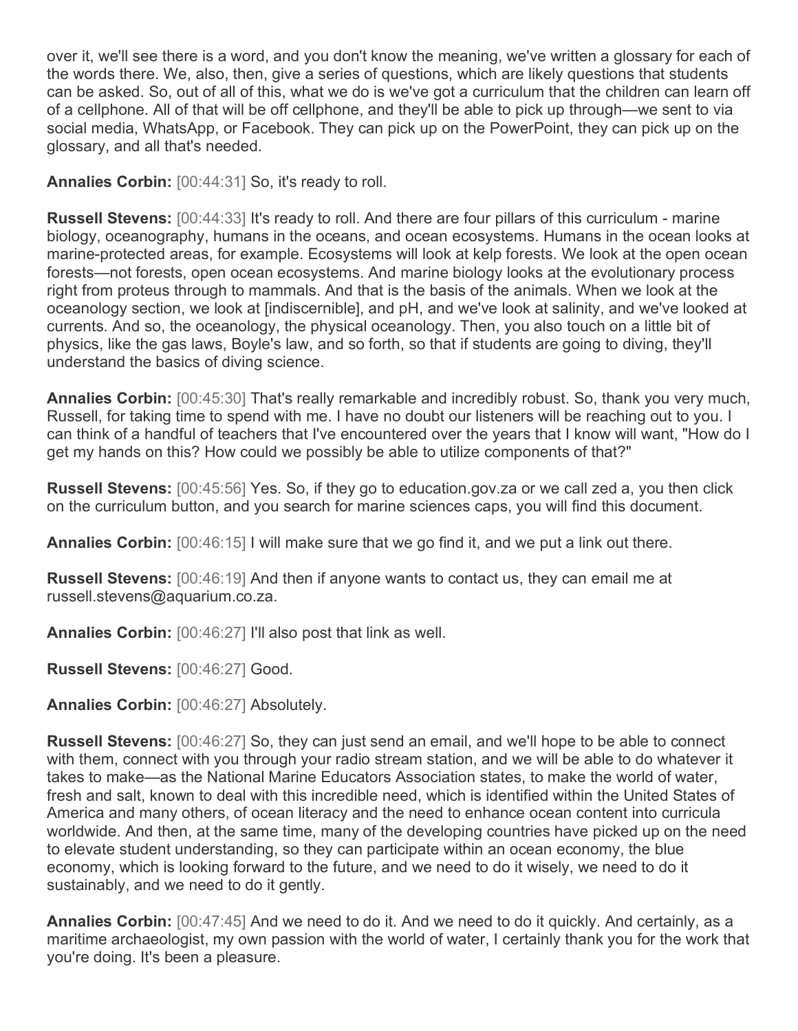over it, we'll see there is a word, and you don't know the meaning, we've written a glossary for each of the words there. We, also, then, give a series of questions, which are likely questions that students can be asked. So, out of all of this, what we do is we've got a curriculum that the children can learn off of a cellphone. All of that will be off cellphone, and they'll be able to pick up through—we sent to via social media, WhatsApp, or Facebook. They can pick up on the PowerPoint, they can pick up on the glossary, and all that's needed.

**Annalies Corbin:** [00:44:31] So, it's ready to roll.

**Russell Stevens:** [00:44:33] It's ready to roll. And there are four pillars of this curriculum - marine biology, oceanography, humans in the oceans, and ocean ecosystems. Humans in the ocean looks at marine-protected areas, for example. Ecosystems will look at kelp forests. We look at the open ocean forests—not forests, open ocean ecosystems. And marine biology looks at the evolutionary process right from proteus through to mammals. And that is the basis of the animals. When we look at the oceanology section, we look at [indiscernible], and pH, and we've look at salinity, and we've looked at currents. And so, the oceanology, the physical oceanology. Then, you also touch on a little bit of physics, like the gas laws, Boyle's law, and so forth, so that if students are going to diving, they'll understand the basics of diving science.

**Annalies Corbin:** [00:45:30] That's really remarkable and incredibly robust. So, thank you very much, Russell, for taking time to spend with me. I have no doubt our listeners will be reaching out to you. I can think of a handful of teachers that I've encountered over the years that I know will want, "How do I get my hands on this? How could we possibly be able to utilize components of that?"

**Russell Stevens:** [00:45:56] Yes. So, if they go to education.gov.za or we call zed a, you then click on the curriculum button, and you search for marine sciences caps, you will find this document.

**Annalies Corbin:** [00:46:15] I will make sure that we go find it, and we put a link out there.

**Russell Stevens:** [00:46:19] And then if anyone wants to contact us, they can email me at russell.stevens@aquarium.co.za.

**Annalies Corbin:** [00:46:27] I'll also post that link as well.

**Russell Stevens:** [00:46:27] Good.

**Annalies Corbin:** [00:46:27] Absolutely.

**Russell Stevens:** [00:46:27] So, they can just send an email, and we'll hope to be able to connect with them, connect with you through your radio stream station, and we will be able to do whatever it takes to make—as the National Marine Educators Association states, to make the world of water, fresh and salt, known to deal with this incredible need, which is identified within the United States of America and many others, of ocean literacy and the need to enhance ocean content into curricula worldwide. And then, at the same time, many of the developing countries have picked up on the need to elevate student understanding, so they can participate within an ocean economy, the blue economy, which is looking forward to the future, and we need to do it wisely, we need to do it sustainably, and we need to do it gently.

**Annalies Corbin:** [00:47:45] And we need to do it. And we need to do it quickly. And certainly, as a maritime archaeologist, my own passion with the world of water, I certainly thank you for the work that you're doing. It's been a pleasure.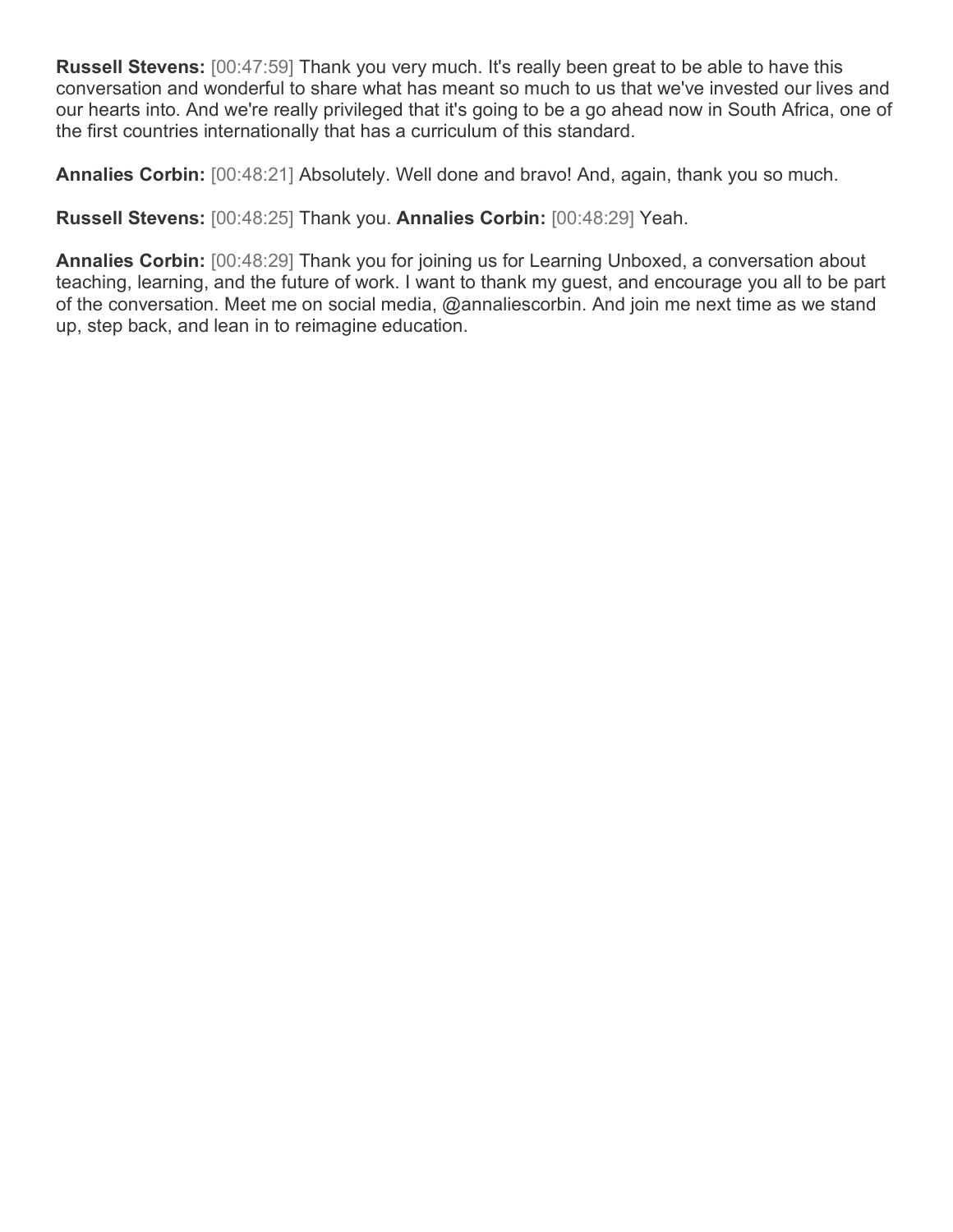**Russell Stevens:** [00:47:59] Thank you very much. It's really been great to be able to have this conversation and wonderful to share what has meant so much to us that we've invested our lives and our hearts into. And we're really privileged that it's going to be a go ahead now in South Africa, one of the first countries internationally that has a curriculum of this standard.

**Annalies Corbin:** [00:48:21] Absolutely. Well done and bravo! And, again, thank you so much.

**Russell Stevens:** [00:48:25] Thank you. **Annalies Corbin:** [00:48:29] Yeah.

**Annalies Corbin:** [00:48:29] Thank you for joining us for Learning Unboxed, a conversation about teaching, learning, and the future of work. I want to thank my guest, and encourage you all to be part of the conversation. Meet me on social media, @annaliescorbin. And join me next time as we stand up, step back, and lean in to reimagine education.